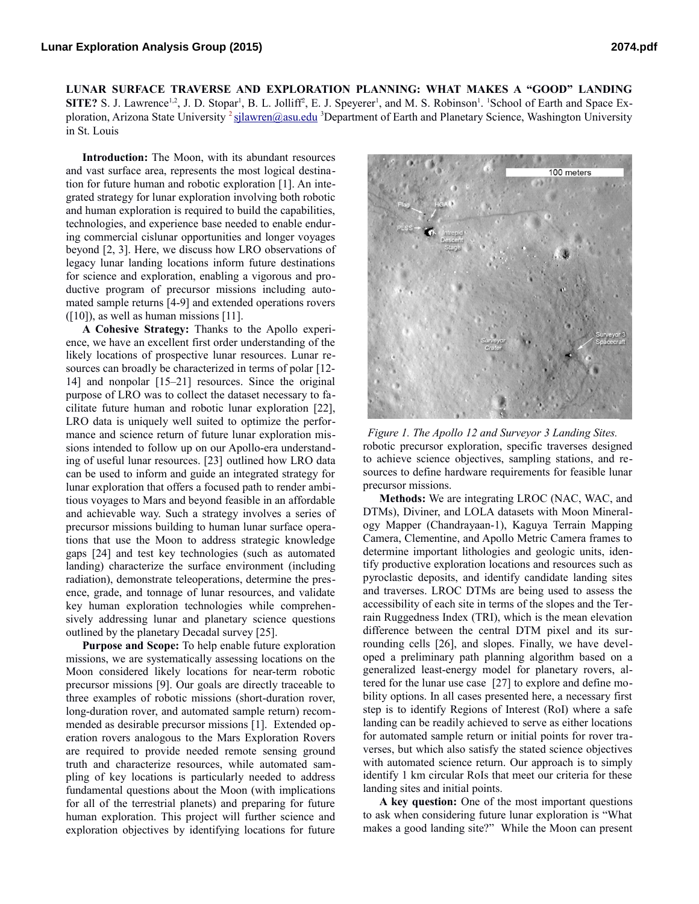# LUNAR SURFACE TRAVERSE AND EXPLORATION PLANNING: WHAT MAKES A "GOOD" LANDING SITE?

S. J. Lawrence[1,2], J. D. Stopar[1], B. L. Jolliff[2], E. J. Speyerer[1], and M. S. Robinson[1]. [1]School of Earth and Space Exploration, Arizona State University [2] sjlawren@asu.edu [3]Department of Earth and Planetary Science, Washington University in St. Louis

**Introduction:** The Moon, with its abundant resources and vast surface area, represents the most logical destination for future human and robotic exploration [1]. An integrated strategy for lunar exploration involving both robotic and human exploration is required to build the capabilities, technologies, and experience base needed to enable enduring commercial cislunar opportunities and longer voyages beyond [2, 3]. Here, we discuss how LRO observations of legacy lunar landing locations inform future destinations for science and exploration, enabling a vigorous and productive program of precursor missions including automated sample returns [4-9] and extended operations rovers ([10]), as well as human missions [11].

**A Cohesive Strategy:** Thanks to the Apollo experience, we have an excellent first order understanding of the likely locations of prospective lunar resources. Lunar resources can broadly be characterized in terms of polar [12-14] and nonpolar [15–21] resources. Since the original purpose of LRO was to collect the dataset necessary to facilitate future human and robotic lunar exploration [22], LRO data is uniquely well suited to optimize the performance and science return of future lunar exploration missions intended to follow up on our Apollo-era understanding of useful lunar resources. [23] outlined how LRO data can be used to inform and guide an integrated strategy for lunar exploration that offers a focused path to render ambitious voyages to Mars and beyond feasible in an affordable and achievable way. Such a strategy involves a series of precursor missions building to human lunar surface operations that use the Moon to address strategic knowledge gaps [24] and test key technologies (such as automated landing) characterize the surface environment (including radiation), demonstrate teleoperations, determine the presence, grade, and tonnage of lunar resources, and validate key human exploration technologies while comprehensively addressing lunar and planetary science questions outlined by the planetary Decadal survey [25].

**Purpose and Scope:** To help enable future exploration missions, we are systematically assessing locations on the Moon considered likely locations for near-term robotic precursor missions [9]. Our goals are directly traceable to three examples of robotic missions (short-duration rover, long-duration rover, and automated sample return) recommended as desirable precursor missions [1]. Extended operation rovers analogous to the Mars Exploration Rovers are required to provide needed remote sensing ground truth and characterize resources, while automated sampling of key locations is particularly needed to address fundamental questions about the Moon (with implications for all of the terrestrial planets) and preparing for future human exploration. This project will further science and exploration objectives by identifying locations for future robotic precursor exploration, specific traverses designed to achieve science objectives, sampling stations, and resources to define hardware requirements for feasible lunar precursor missions.

*Figure 1. The Apollo 12 and Surveyor 3 Landing Sites.*

**Methods:** We are integrating LROC (NAC, WAC, and DTMs), Diviner, and LOLA datasets with Moon Mineralogy Mapper (Chandrayaan-1), Kaguya Terrain Mapping Camera, Clementine, and Apollo Metric Camera frames to determine important lithologies and geologic units, identify productive exploration locations and resources such as pyroclastic deposits, and identify candidate landing sites and traverses. LROC DTMs are being used to assess the accessibility of each site in terms of the slopes and the Terrain Ruggedness Index (TRI), which is the mean elevation difference between the central DTM pixel and its surrounding cells [26], and slopes. Finally, we have developed a preliminary path planning algorithm based on a generalized least-energy model for planetary rovers, altered for the lunar use case [27] to explore and define mobility options. In all cases presented here, a necessary first step is to identify Regions of Interest (RoI) where a safe landing can be readily achieved to serve as either locations for automated sample return or initial points for rover traverses, but which also satisfy the stated science objectives with automated science return. Our approach is to simply identify 1 km circular RoIs that meet our criteria for these landing sites and initial points.

**A key question:** One of the most important questions to ask when considering future lunar exploration is "What makes a good landing site?" While the Moon can present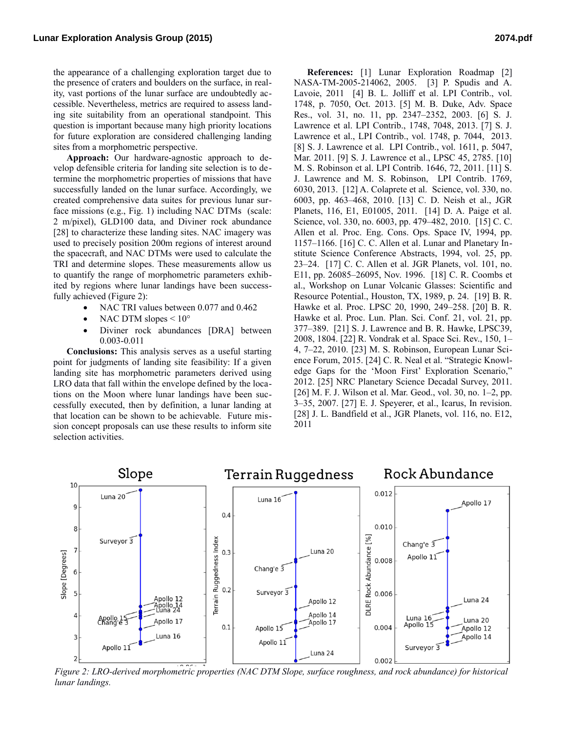the appearance of a challenging exploration target due to the presence of craters and boulders on the surface, in reality, vast portions of the lunar surface are undoubtedly accessible. Nevertheless, metrics are required to assess landing site suitability from an operational standpoint. This question is important because many high priority locations for future exploration are considered challenging landing sites from a morphometric perspective.

**Approach:** Our hardware-agnostic approach to develop defensible criteria for landing site selection is to determine the morphometric properties of missions that have successfully landed on the lunar surface. Accordingly, we created comprehensive data suites for previous lunar surface missions (e.g., Fig. 1) including NAC DTMs (scale: 2 m/pixel), GLD100 data, and Diviner rock abundance [28] to characterize these landing sites. NAC imagery was used to precisely position 200m regions of interest around the spacecraft, and NAC DTMs were used to calculate the TRI and determine slopes. These measurements allow us to quantify the range of morphometric parameters exhibited by regions where lunar landings have been successfully achieved (Figure 2):

- NAC TRI values between 0.077 and 0.462
- NAC DTM slopes < 10°
- Diviner rock abundances [DRA] between 0.003-0.011

**Conclusions:** This analysis serves as a useful starting point for judgments of landing site feasibility: If a given landing site has morphometric parameters derived using LRO data that fall within the envelope defined by the locations on the Moon where lunar landings have been successfully executed, then by definition, a lunar landing at that location can be shown to be achievable. Future mission concept proposals can use these results to inform site selection activities.

**References:** [1] Lunar Exploration Roadmap [2] NASA-TM-2005-214062, 2005. [3] P. Spudis and A. Lavoie, 2011 [4] B. L. Jolliff et al. LPI Contrib., vol. 1748, p. 7050, Oct. 2013. [5] M. B. Duke, Adv. Space Res., vol. 31, no. 11, pp. 2347–2352, 2003. [6] S. J. Lawrence et al. LPI Contrib., 1748, 7048, 2013. [7] S. J. Lawrence et al., LPI Contrib., vol. 1748, p. 7044, 2013. [8] S. J. Lawrence et al. LPI Contrib., vol. 1611, p. 5047, Mar. 2011. [9] S. J. Lawrence et al., LPSC 45, 2785. [10] M. S. Robinson et al. LPI Contrib. 1646, 72, 2011. [11] S. J. Lawrence and M. S. Robinson, LPI Contrib. 1769, 6030, 2013. [12] A. Colaprete et al. Science, vol. 330, no. 6003, pp. 463–468, 2010. [13] C. D. Neish et al., JGR Planets, 116, E1, E01005, 2011. [14] D. A. Paige et al. Science, vol. 330, no. 6003, pp. 479–482, 2010. [15] C. C. Allen et al. Proc. Eng. Cons. Ops. Space IV, 1994, pp. 1157–1166. [16] C. C. Allen et al. Lunar and Planetary Institute Science Conference Abstracts, 1994, vol. 25, pp. 23–24. [17] C. C. Allen et al. JGR Planets, vol. 101, no. E11, pp. 26085–26095, Nov. 1996. [18] C. R. Coombs et al., Workshop on Lunar Volcanic Glasses: Scientific and Resource Potential., Houston, TX, 1989, p. 24. [19] B. R. Hawke et al. Proc. LPSC 20, 1990, 249–258. [20] B. R. Hawke et al. Proc. Lun. Plan. Sci. Conf. 21, vol. 21, pp. 377–389. [21] S. J. Lawrence and B. R. Hawke, LPSC39, 2008, 1804. [22] R. Vondrak et al. Space Sci. Rev., 150, 1–4, 7–22, 2010. [23] M. S. Robinson, European Lunar Science Forum, 2015. [24] C. R. Neal et al. "Strategic Knowledge Gaps for the 'Moon First' Exploration Scenario," 2012. [25] NRC Planetary Science Decadal Survey, 2011. [26] M. F. J. Wilson et al. Mar. Geod., vol. 30, no. 1–2, pp. 3–35, 2007. [27] E. J. Speyerer, et al., Icarus, In revision. [28] J. L. Bandfield et al., JGR Planets, vol. 116, no. E12, 2011

Slope

Slope [Degrees]

Luna 20
Surveyor 3
Apollo 12
Apollo 14
Luna 24
Apollo 15
Chang'e 3
Apollo 17
Luna 16
Apollo 11

Terrain Ruggedness

Terrain Ruggedness Index

Luna 16
Luna 20
Chang'e 3
Surveyor 3
Apollo 12
Apollo 14
Apollo 17
Apollo 15
Apollo 11
Luna 24

Rock Abundance

DLRE Rock Abundance [%]

Apollo 17
Chang'e 3
Apollo 11
Luna 24
Luna 16
Apollo 15
Luna 20
Apollo 12
Apollo 14
Surveyor 3

*Figure 2: LRO-derived morphometric properties (NAC DTM Slope, surface roughness, and rock abundance) for historical lunar landings.*